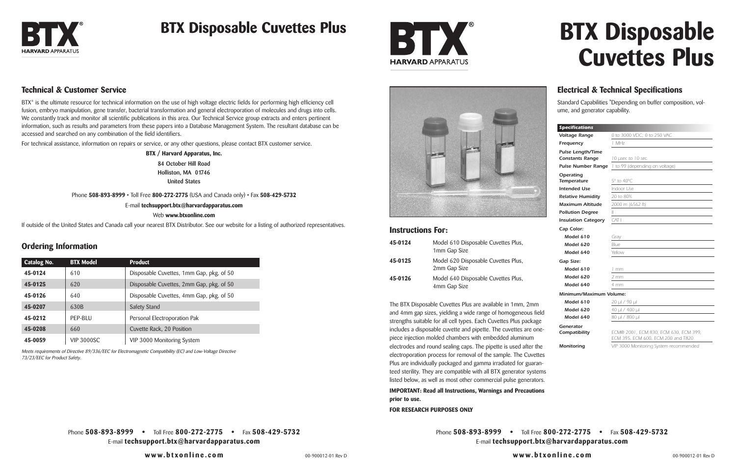# BTX Disposable Cuvettes Plus

## Technical & Customer Service

BTX® is the ultimate resource for technical information on the use of high voltage electric fields for performing high efficiency cell fusion, embryo manipulation, gene transfer, bacterial transformation and general electroporation of molecules and drugs into cells. We constantly track and monitor all scientific publications in this area. Our Technical Service group extracts and enters pertinent information, such as results and parameters from these papers into a Database Management System. The resultant database can be accessed and searched on any combination of the field identifiers.

For technical assistance, information on repairs or service, or any other questions, please contact BTX customer service.

**BTX / Harvard Apparatus, Inc.**
**84 October Hill Road**
**Holliston, MA 01746**
**United States**

Phone **508-893-8999** • Toll Free **800-272-2775** (USA and Canada only) • Fax **508-429-5732**

E-mail **techsupport.btx@harvardapparatus.com**

Web **www.btxonline.com**

If outside of the United States and Canada call your nearest BTX Distributor. See our website for a listing of authorized representatives.

## Ordering Information

| Catalog No. | BTX Model | Product |
|---|---|---|
| 45-0124 | 610 | Disposable Cuvettes, 1mm Gap, pkg. of 50 |
| 45-0125 | 620 | Disposable Cuvettes, 2mm Gap, pkg. of 50 |
| 45-0126 | 640 | Disposable Cuvettes, 4mm Gap, pkg. of 50 |
| 45-0207 | 630B | Safety Stand |
| 45-0212 | PEP-BLU | Personal Electroporation Pak |
| 45-0208 | 660 | Cuvette Rack, 20 Position |
| 45-0059 | VIP 3000SC | VIP 3000 Monitoring System |

*Meets requirements of Directive 89/336/EEC for Electromagnetic Compatibility (EC) and Low-Voltage Directive 73/23/EEC for Product Safety.*

Phone **508-893-8999** • Toll Free **800-272-2775** • Fax **508-429-5732**
E-mail **techsupport.btx@harvardapparatus.com**

**www.btxonline.com**

# BTX Disposable Cuvettes Plus

## Instructions For:

| | |
|---|---|
| **45-0124** | Model 610 Disposable Cuvettes Plus, 1mm Gap Size |
| **45-0125** | Model 620 Disposable Cuvettes Plus, 2mm Gap Size |
| **45-0126** | Model 640 Disposable Cuvettes Plus, 4mm Gap Size |

The BTX Disposable Cuvettes Plus are available in 1mm, 2mm and 4mm gap sizes, yielding a wide range of homogeneous field strengths suitable for all cell types. Each Cuvettes Plus package includes a disposable cuvette and pipette. The cuvettes are one-piece injection molded chambers with embedded aluminum electrodes and round sealing caps. The pipette is used after the electroporation process for removal of the sample. The Cuvettes Plus are individually packaged and gamma irradiated for guaranteed sterility. They are compatible with all BTX generator systems listed below, as well as most other commercial pulse generators.

**IMPORTANT: Read all Instructions, Warnings and Precautions prior to use.**

**FOR RESEARCH PURPOSES ONLY**

## Electrical & Technical Specifications

Standard Capabilities *Depending on buffer composition, volume, and generator capability.

| Specifications | |
|---|---|
| **Voltage Range** | 0 to 3000 VDC; 0 to 250 VAC |
| **Frequency** | 1 MHz |
| **Pulse Length/Time Constants Range** | 10 µsec to 10 sec |
| **Pulse Number Range** | 1 to 99 (depending on voltage) |
| **Operating Temperature** | 5° to 40°C |
| **Intended Use** | Indoor Use |
| **Relative Humidity** | 20 to 80% |
| **Maximum Altitude** | 2000 m (6562 ft) |
| **Pollution Degree** | II |
| **Insulation Category** | CAT I |
| **Cap Color:** | |
| **Model 610** | Gray |
| **Model 620** | Blue |
| **Model 640** | Yellow |
| **Gap Size:** | |
| **Model 610** | 1 mm |
| **Model 620** | 2 mm |
| **Model 640** | 4 mm |
| **Minimum/Maximum Volume:** | |
| **Model 610** | 20 µl / 90 µl |
| **Model 620** | 40 µl / 400 µl |
| **Model 640** | 80 µl / 800 µl |
| **Generator Compatibility** | ECM® 2001, ECM 830, ECM 630, ECM 399, ECM 395, ECM 600, ECM 200 and T820 |
| **Monitoring** | VIP 3000 Monitoring System recommended |

Phone **508-893-8999** • Toll Free **800-272-2775** • Fax **508-429-5732**
E-mail **techsupport.btx@harvardapparatus.com**

**www.btxonline.com**

00-900012-01 Rev D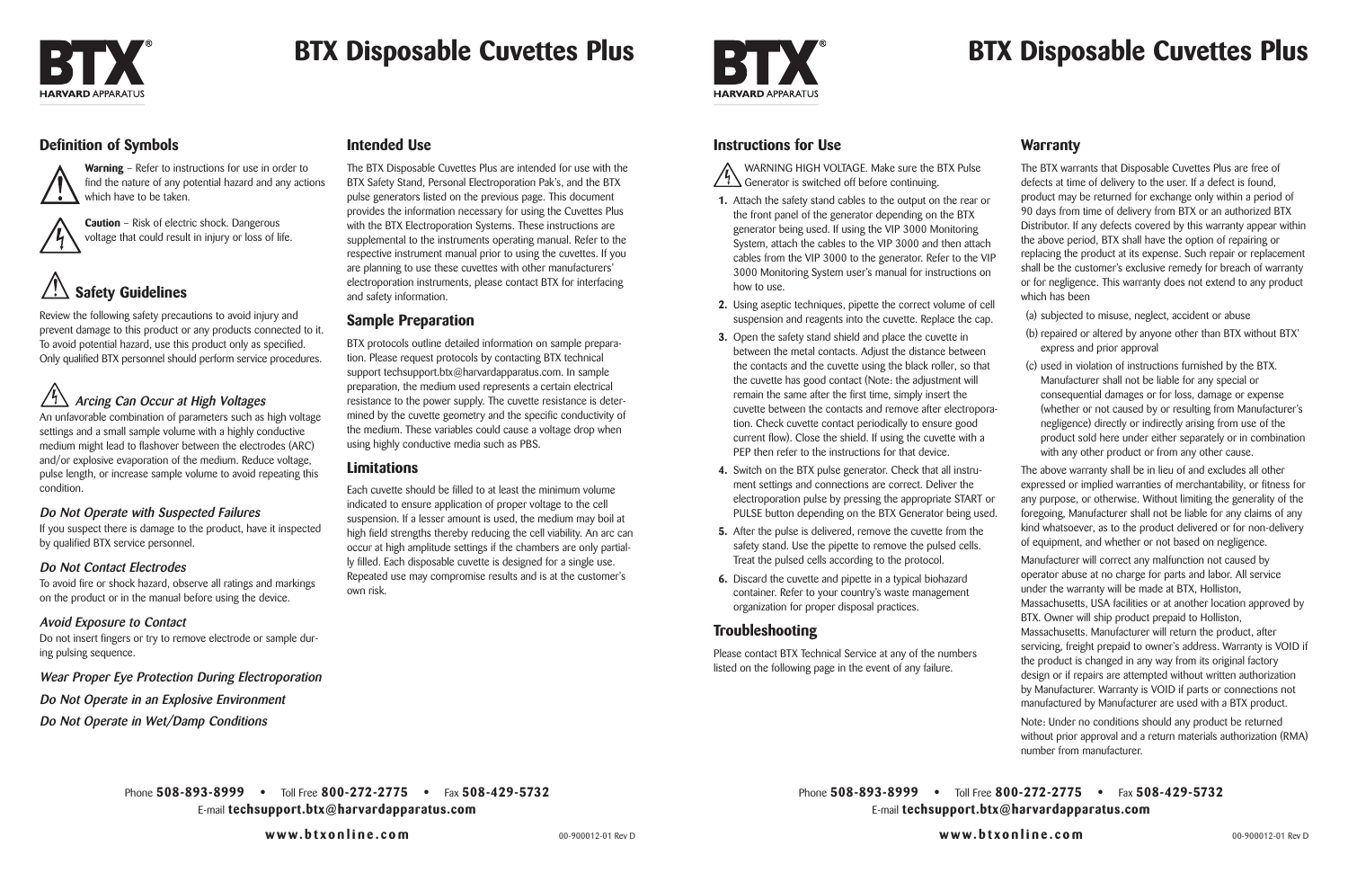# BTX Disposable Cuvettes Plus

## Definition of Symbols

**Warning** – Refer to instructions for use in order to find the nature of any potential hazard and any actions which have to be taken.

**Caution** – Risk of electric shock. Dangerous voltage that could result in injury or loss of life.

## Safety Guidelines

Review the following safety precautions to avoid injury and prevent damage to this product or any products connected to it. To avoid potential hazard, use this product only as specified. Only qualified BTX personnel should perform service procedures.

### *Arcing Can Occur at High Voltages*

An unfavorable combination of parameters such as high voltage settings and a small sample volume with a highly conductive medium might lead to flashover between the electrodes (ARC) and/or explosive evaporation of the medium. Reduce voltage, pulse length, or increase sample volume to avoid repeating this condition.

### *Do Not Operate with Suspected Failures*

If you suspect there is damage to the product, have it inspected by qualified BTX service personnel.

### *Do Not Contact Electrodes*

To avoid fire or shock hazard, observe all ratings and markings on the product or in the manual before using the device.

### *Avoid Exposure to Contact*

Do not insert fingers or try to remove electrode or sample during pulsing sequence.

### *Wear Proper Eye Protection During Electroporation*

### *Do Not Operate in an Explosive Environment*

### *Do Not Operate in Wet/Damp Conditions*

## Intended Use

The BTX Disposable Cuvettes Plus are intended for use with the BTX Safety Stand, Personal Electroporation Pak's, and the BTX pulse generators listed on the previous page. This document provides the information necessary for using the Cuvettes Plus with the BTX Electroporation Systems. These instructions are supplemental to the instruments operating manual. Refer to the respective instrument manual prior to using the cuvettes. If you are planning to use these cuvettes with other manufacturers' electroporation instruments, please contact BTX for interfacing and safety information.

## Sample Preparation

BTX protocols outline detailed information on sample preparation. Please request protocols by contacting BTX technical support techsupport.btx@harvardapparatus.com. In sample preparation, the medium used represents a certain electrical resistance to the power supply. The cuvette resistance is determined by the cuvette geometry and the specific conductivity of the medium. These variables could cause a voltage drop when using highly conductive media such as PBS.

## Limitations

Each cuvette should be filled to at least the minimum volume indicated to ensure application of proper voltage to the cell suspension. If a lesser amount is used, the medium may boil at high field strengths thereby reducing the cell viability. An arc can occur at high amplitude settings if the chambers are only partially filled. Each disposable cuvette is designed for a single use. Repeated use may compromise results and is at the customer's own risk.

Phone **508-893-8999** • Toll Free **800-272-2775** • Fax **508-429-5732**
E-mail **techsupport.btx@harvardapparatus.com**

**www.btxonline.com**

00-900012-01 Rev D

# BTX Disposable Cuvettes Plus

## Instructions for Use

WARNING HIGH VOLTAGE. Make sure the BTX Pulse Generator is switched off before continuing.

1. Attach the safety stand cables to the output on the rear or the front panel of the generator depending on the BTX generator being used. If using the VIP 3000 Monitoring System, attach the cables to the VIP 3000 and then attach cables from the VIP 3000 to the generator. Refer to the VIP 3000 Monitoring System user's manual for instructions on how to use.
2. Using aseptic techniques, pipette the correct volume of cell suspension and reagents into the cuvette. Replace the cap.
3. Open the safety stand shield and place the cuvette in between the metal contacts. Adjust the distance between the contacts and the cuvette using the black roller, so that the cuvette has good contact (Note: the adjustment will remain the same after the first time, simply insert the cuvette between the contacts and remove after electroporation. Check cuvette contact periodically to ensure good current flow). Close the shield. If using the cuvette with a PEP then refer to the instructions for that device.
4. Switch on the BTX pulse generator. Check that all instrument settings and connections are correct. Deliver the electroporation pulse by pressing the appropriate START or PULSE button depending on the BTX Generator being used.
5. After the pulse is delivered, remove the cuvette from the safety stand. Use the pipette to remove the pulsed cells. Treat the pulsed cells according to the protocol.
6. Discard the cuvette and pipette in a typical biohazard container. Refer to your country's waste management organization for proper disposal practices.

## Troubleshooting

Please contact BTX Technical Service at any of the numbers listed on the following page in the event of any failure.

## Warranty

The BTX warrants that Disposable Cuvettes Plus are free of defects at time of delivery to the user. If a defect is found, product may be returned for exchange only within a period of 90 days from time of delivery from BTX or an authorized BTX Distributor. If any defects covered by this warranty appear within the above period, BTX shall have the option of repairing or replacing the product at its expense. Such repair or replacement shall be the customer's exclusive remedy for breach of warranty or for negligence. This warranty does not extend to any product which has been

(a) subjected to misuse, neglect, accident or abuse

(b) repaired or altered by anyone other than BTX without BTX' express and prior approval

(c) used in violation of instructions furnished by the BTX. Manufacturer shall not be liable for any special or consequential damages or for loss, damage or expense (whether or not caused by or resulting from Manufacturer's negligence) directly or indirectly arising from use of the product sold here under either separately or in combination with any other product or from any other cause.

The above warranty shall be in lieu of and excludes all other expressed or implied warranties of merchantability, or fitness for any purpose, or otherwise. Without limiting the generality of the foregoing, Manufacturer shall not be liable for any claims of any kind whatsoever, as to the product delivered or for non-delivery of equipment, and whether or not based on negligence.

Manufacturer will correct any malfunction not caused by operator abuse at no charge for parts and labor. All service under the warranty will be made at BTX, Holliston, Massachusetts, USA facilities or at another location approved by BTX. Owner will ship product prepaid to Holliston, Massachusetts. Manufacturer will return the product, after servicing, freight prepaid to owner's address. Warranty is VOID if the product is changed in any way from its original factory design or if repairs are attempted without written authorization by Manufacturer. Warranty is VOID if parts or connections not manufactured by Manufacturer are used with a BTX product.

Note: Under no conditions should any product be returned without prior approval and a return materials authorization (RMA) number from manufacturer.

Phone **508-893-8999** • Toll Free **800-272-2775** • Fax **508-429-5732**
E-mail **techsupport.btx@harvardapparatus.com**

**www.btxonline.com**

00-900012-01 Rev D